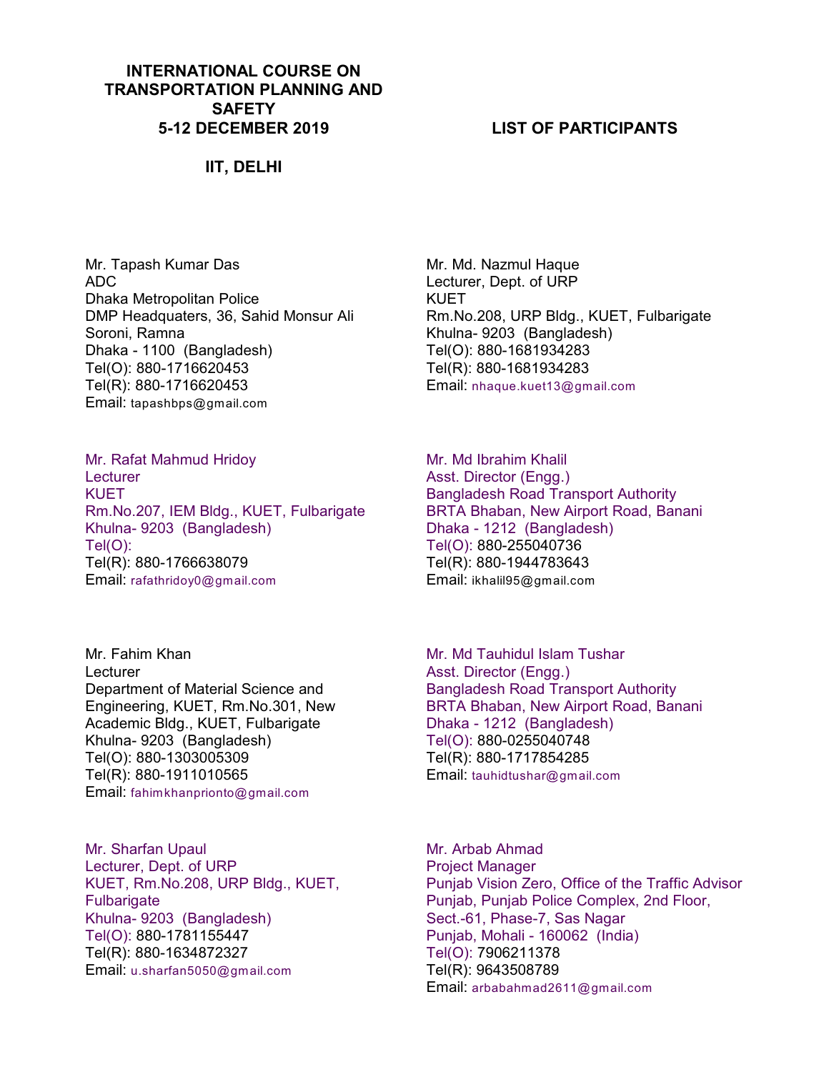# INTERNATIONAL COURSE ON TRANSPORTATION PLANNING AND SAFETY
## 5-12 DECEMBER 2019
## IIT, DELHI

## LIST OF PARTICIPANTS

Mr. Tapash Kumar Das
ADC
Dhaka Metropolitan Police
DMP Headquaters, 36, Sahid Monsur Ali Soroni, Ramna
Dhaka - 1100 (Bangladesh)
Tel(O): 880-1716620453
Tel(R): 880-1716620453
Email: tapashbps@gmail.com

Mr. Md. Nazmul Haque
Lecturer, Dept. of URP
KUET
Rm.No.208, URP Bldg., KUET, Fulbarigate
Khulna- 9203 (Bangladesh)
Tel(O): 880-1681934283
Tel(R): 880-1681934283
Email: nhaque.kuet13@gmail.com

Mr. Rafat Mahmud Hridoy
Lecturer
KUET
Rm.No.207, IEM Bldg., KUET, Fulbarigate
Khulna- 9203 (Bangladesh)
Tel(O):
Tel(R): 880-1766638079
Email: rafathridoy0@gmail.com

Mr. Md Ibrahim Khalil
Asst. Director (Engg.)
Bangladesh Road Transport Authority
BRTA Bhaban, New Airport Road, Banani
Dhaka - 1212 (Bangladesh)
Tel(O): 880-255040736
Tel(R): 880-1944783643
Email: ikhalil95@gmail.com

Mr. Fahim Khan
Lecturer
Department of Material Science and Engineering, KUET, Rm.No.301, New Academic Bldg., KUET, Fulbarigate
Khulna- 9203 (Bangladesh)
Tel(O): 880-1303005309
Tel(R): 880-1911010565
Email: fahimkhanprionto@gmail.com

Mr. Md Tauhidul Islam Tushar
Asst. Director (Engg.)
Bangladesh Road Transport Authority
BRTA Bhaban, New Airport Road, Banani
Dhaka - 1212 (Bangladesh)
Tel(O): 880-0255040748
Tel(R): 880-1717854285
Email: tauhidtushar@gmail.com

Mr. Sharfan Upaul
Lecturer, Dept. of URP
KUET, Rm.No.208, URP Bldg., KUET, Fulbarigate
Khulna- 9203 (Bangladesh)
Tel(O): 880-1781155447
Tel(R): 880-1634872327
Email: u.sharfan5050@gmail.com

Mr. Arbab Ahmad
Project Manager
Punjab Vision Zero, Office of the Traffic Advisor Punjab, Punjab Police Complex, 2nd Floor, Sect.-61, Phase-7, Sas Nagar
Punjab, Mohali - 160062 (India)
Tel(O): 7906211378
Tel(R): 9643508789
Email: arbabahmad2611@gmail.com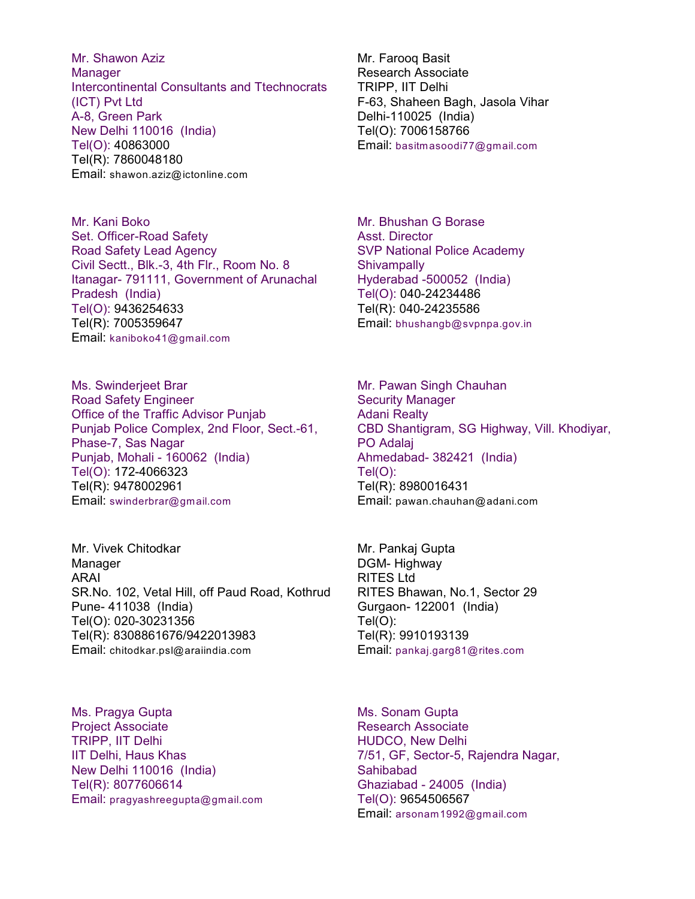Mr. Shawon Aziz
Manager
Intercontinental Consultants and Ttechnocrats (ICT) Pvt Ltd
A-8, Green Park
New Delhi 110016 (India)
Tel(O): 40863000
Tel(R): 7860048180
Email: shawon.aziz@ictonline.com

Mr. Farooq Basit
Research Associate
TRIPP, IIT Delhi
F-63, Shaheen Bagh, Jasola Vihar
Delhi-110025 (India)
Tel(O): 7006158766
Email: basitmasoodi77@gmail.com

Mr. Kani Boko
Set. Officer-Road Safety
Road Safety Lead Agency
Civil Sectt., Blk.-3, 4th Flr., Room No. 8
Itanagar- 791111, Government of Arunachal Pradesh (India)
Tel(O): 9436254633
Tel(R): 7005359647
Email: kaniboko41@gmail.com

Mr. Bhushan G Borase
Asst. Director
SVP National Police Academy
Shivampally
Hyderabad -500052 (India)
Tel(O): 040-24234486
Tel(R): 040-24235586
Email: bhushangb@svpnpa.gov.in

Ms. Swinderjeet Brar
Road Safety Engineer
Office of the Traffic Advisor Punjab
Punjab Police Complex, 2nd Floor, Sect.-61, Phase-7, Sas Nagar
Punjab, Mohali - 160062 (India)
Tel(O): 172-4066323
Tel(R): 9478002961
Email: swinderbrar@gmail.com

Mr. Pawan Singh Chauhan
Security Manager
Adani Realty
CBD Shantigram, SG Highway, Vill. Khodiyar, PO Adalaj
Ahmedabad- 382421 (India)
Tel(O):
Tel(R): 8980016431
Email: pawan.chauhan@adani.com

Mr. Vivek Chitodkar
Manager
ARAI
SR.No. 102, Vetal Hill, off Paud Road, Kothrud
Pune- 411038 (India)
Tel(O): 020-30231356
Tel(R): 8308861676/9422013983
Email: chitodkar.psl@araiindia.com

Mr. Pankaj Gupta
DGM- Highway
RITES Ltd
RITES Bhawan, No.1, Sector 29
Gurgaon- 122001 (India)
Tel(O):
Tel(R): 9910193139
Email: pankaj.garg81@rites.com

Ms. Pragya Gupta
Project Associate
TRIPP, IIT Delhi
IIT Delhi, Haus Khas
New Delhi 110016 (India)
Tel(R): 8077606614
Email: pragyashreegupta@gmail.com

Ms. Sonam Gupta
Research Associate
HUDCO, New Delhi
7/51, GF, Sector-5, Rajendra Nagar, Sahibabad
Ghaziabad - 24005 (India)
Tel(O): 9654506567
Email: arsonam1992@gmail.com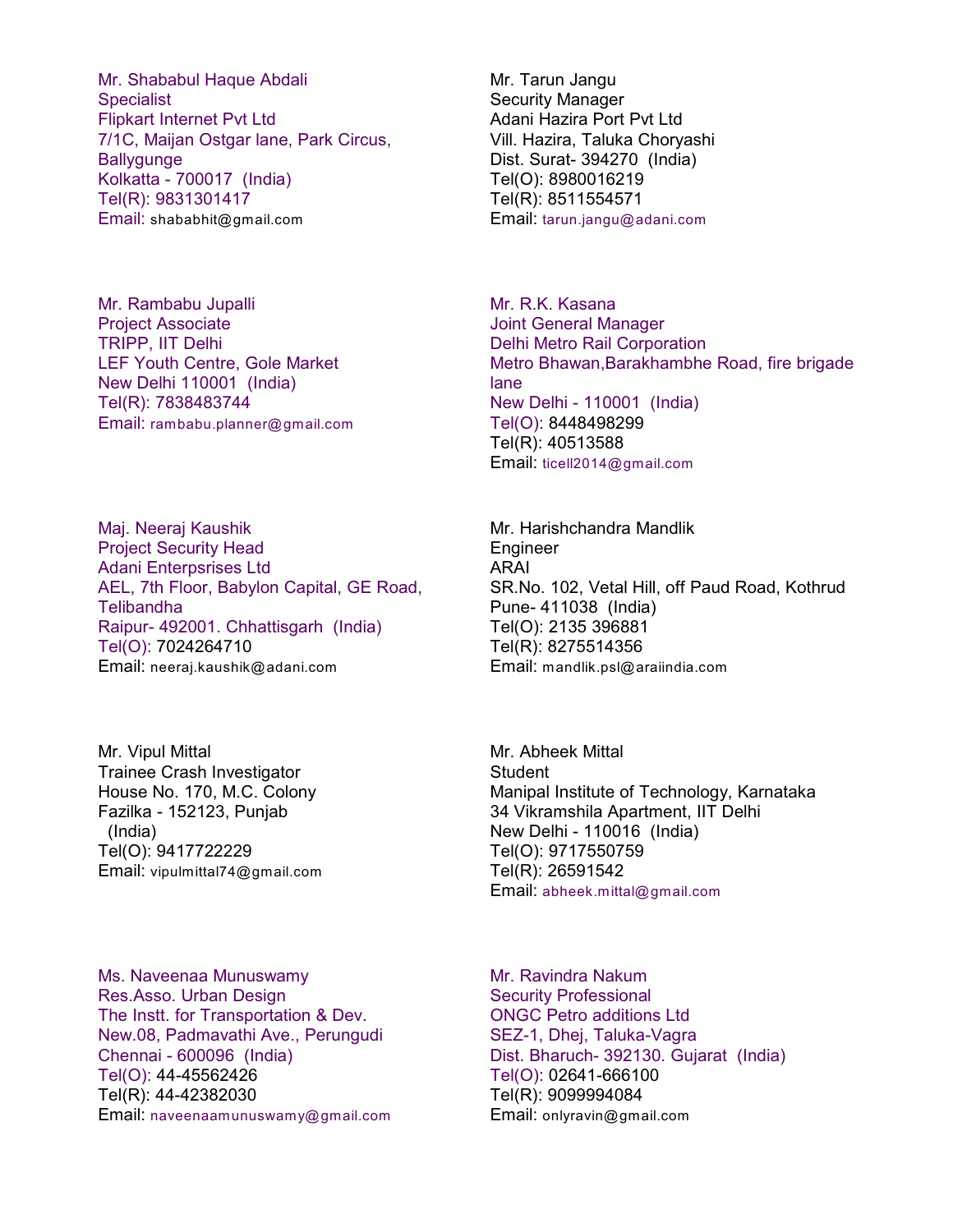Mr. Shababul Haque Abdali
Specialist
Flipkart Internet Pvt Ltd
7/1C, Maijan Ostgar lane, Park Circus, Ballygunge
Kolkatta - 700017 (India)
Tel(R): 9831301417
Email: shababhit@gmail.com

Mr. Tarun Jangu
Security Manager
Adani Hazira Port Pvt Ltd
Vill. Hazira, Taluka Choryashi
Dist. Surat- 394270 (India)
Tel(O): 8980016219
Tel(R): 8511554571
Email: tarun.jangu@adani.com

Mr. Rambabu Jupalli
Project Associate
TRIPP, IIT Delhi
LEF Youth Centre, Gole Market
New Delhi 110001 (India)
Tel(R): 7838483744
Email: rambabu.planner@gmail.com

Mr. R.K. Kasana
Joint General Manager
Delhi Metro Rail Corporation
Metro Bhawan,Barakhambhe Road, fire brigade lane
New Delhi - 110001 (India)
Tel(O): 8448498299
Tel(R): 40513588
Email: ticell2014@gmail.com

Maj. Neeraj Kaushik
Project Security Head
Adani Enterpsrises Ltd
AEL, 7th Floor, Babylon Capital, GE Road, Telibandha
Raipur- 492001. Chhattisgarh (India)
Tel(O): 7024264710
Email: neeraj.kaushik@adani.com

Mr. Harishchandra Mandlik
Engineer
ARAI
SR.No. 102, Vetal Hill, off Paud Road, Kothrud
Pune- 411038 (India)
Tel(O): 2135 396881
Tel(R): 8275514356
Email: mandlik.psl@araiindia.com

Mr. Vipul Mittal
Trainee Crash Investigator
House No. 170, M.C. Colony
Fazilka - 152123, Punjab
(India)
Tel(O): 9417722229
Email: vipulmittal74@gmail.com

Mr. Abheek Mittal
Student
Manipal Institute of Technology, Karnataka
34 Vikramshila Apartment, IIT Delhi
New Delhi - 110016 (India)
Tel(O): 9717550759
Tel(R): 26591542
Email: abheek.mittal@gmail.com

Ms. Naveenaa Munuswamy
Res.Asso. Urban Design
The Instt. for Transportation & Dev.
New.08, Padmavathi Ave., Perungudi
Chennai - 600096 (India)
Tel(O): 44-45562426
Tel(R): 44-42382030
Email: naveenaamunuswamy@gmail.com

Mr. Ravindra Nakum
Security Professional
ONGC Petro additions Ltd
SEZ-1, Dhej, Taluka-Vagra
Dist. Bharuch- 392130. Gujarat (India)
Tel(O): 02641-666100
Tel(R): 9099994084
Email: onlyravin@gmail.com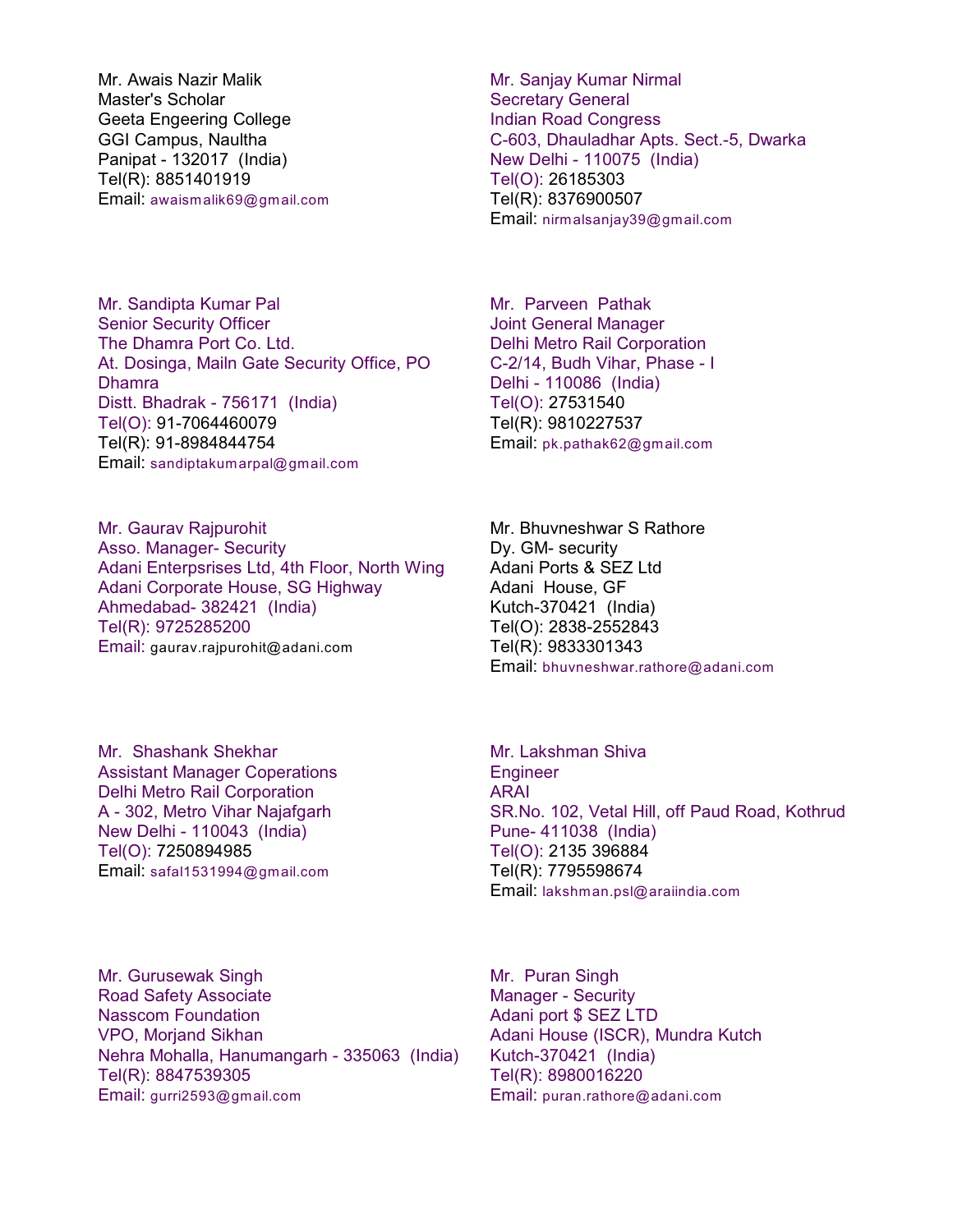Mr. Awais Nazir Malik
Master's Scholar
Geeta Engeering College
GGI Campus, Naultha
Panipat - 132017 (India)
Tel(R): 8851401919
Email: awaismalik69@gmail.com

Mr. Sanjay Kumar Nirmal
Secretary General
Indian Road Congress
C-603, Dhauladhar Apts. Sect.-5, Dwarka
New Delhi - 110075 (India)
Tel(O): 26185303
Tel(R): 8376900507
Email: nirmalsanjay39@gmail.com

Mr. Sandipta Kumar Pal
Senior Security Officer
The Dhamra Port Co. Ltd.
At. Dosinga, Mailn Gate Security Office, PO Dhamra
Distt. Bhadrak - 756171 (India)
Tel(O): 91-7064460079
Tel(R): 91-8984844754
Email: sandiptakumarpal@gmail.com

Mr. Parveen Pathak
Joint General Manager
Delhi Metro Rail Corporation
C-2/14, Budh Vihar, Phase - I
Delhi - 110086 (India)
Tel(O): 27531540
Tel(R): 9810227537
Email: pk.pathak62@gmail.com

Mr. Gaurav Rajpurohit
Asso. Manager- Security
Adani Enterpsrises Ltd, 4th Floor, North Wing
Adani Corporate House, SG Highway
Ahmedabad- 382421 (India)
Tel(R): 9725285200
Email: gaurav.rajpurohit@adani.com

Mr. Bhuvneshwar S Rathore
Dy. GM- security
Adani Ports & SEZ Ltd
Adani House, GF
Kutch-370421 (India)
Tel(O): 2838-2552843
Tel(R): 9833301343
Email: bhuvneshwar.rathore@adani.com

Mr. Shashank Shekhar
Assistant Manager Coperations
Delhi Metro Rail Corporation
A - 302, Metro Vihar Najafgarh
New Delhi - 110043 (India)
Tel(O): 7250894985
Email: safal1531994@gmail.com

Mr. Lakshman Shiva
Engineer
ARAI
SR.No. 102, Vetal Hill, off Paud Road, Kothrud
Pune- 411038 (India)
Tel(O): 2135 396884
Tel(R): 7795598674
Email: lakshman.psl@araiindia.com

Mr. Gurusewak Singh
Road Safety Associate
Nasscom Foundation
VPO, Morjand Sikhan
Nehra Mohalla, Hanumangarh - 335063 (India)
Tel(R): 8847539305
Email: gurri2593@gmail.com

Mr. Puran Singh
Manager - Security
Adani port $ SEZ LTD
Adani House (ISCR), Mundra Kutch
Kutch-370421 (India)
Tel(R): 8980016220
Email: puran.rathore@adani.com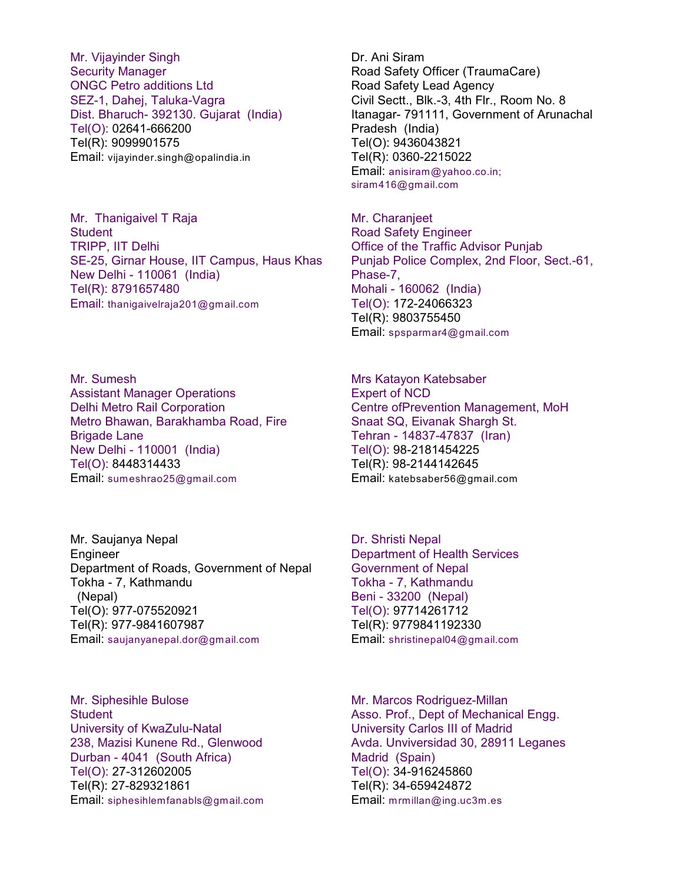Mr. Vijayinder Singh
Security Manager
ONGC Petro additions Ltd
SEZ-1, Dahej, Taluka-Vagra
Dist. Bharuch- 392130. Gujarat (India)
Tel(O): 02641-666200
Tel(R): 9099901575
Email: vijayinder.singh@opalindia.in

Dr. Ani Siram
Road Safety Officer (TraumaCare)
Road Safety Lead Agency
Civil Sectt., Blk.-3, 4th Flr., Room No. 8
Itanagar- 791111, Government of Arunachal Pradesh (India)
Tel(O): 9436043821
Tel(R): 0360-2215022
Email: anisiram@yahoo.co.in; siram416@gmail.com

Mr. Thanigaivel T Raja
Student
TRIPP, IIT Delhi
SE-25, Girnar House, IIT Campus, Haus Khas
New Delhi - 110061 (India)
Tel(R): 8791657480
Email: thanigaivelraja201@gmail.com

Mr. Charanjeet
Road Safety Engineer
Office of the Traffic Advisor Punjab
Punjab Police Complex, 2nd Floor, Sect.-61, Phase-7,
Mohali - 160062 (India)
Tel(O): 172-24066323
Tel(R): 9803755450
Email: spsparmar4@gmail.com

Mr. Sumesh
Assistant Manager Operations
Delhi Metro Rail Corporation
Metro Bhawan, Barakhamba Road, Fire Brigade Lane
New Delhi - 110001 (India)
Tel(O): 8448314433
Email: sumeshrao25@gmail.com

Mrs Katayon Katebsaber
Expert of NCD
Centre ofPrevention Management, MoH
Snaat SQ, Eivanak Shargh St.
Tehran - 14837-47837 (Iran)
Tel(O): 98-2181454225
Tel(R): 98-2144142645
Email: katebsaber56@gmail.com

Mr. Saujanya Nepal
Engineer
Department of Roads, Government of Nepal
Tokha - 7, Kathmandu
(Nepal)
Tel(O): 977-075520921
Tel(R): 977-9841607987
Email: saujanyanepal.dor@gmail.com

Dr. Shristi Nepal
Department of Health Services
Government of Nepal
Tokha - 7, Kathmandu
Beni - 33200 (Nepal)
Tel(O): 97714261712
Tel(R): 9779841192330
Email: shristinepal04@gmail.com

Mr. Siphesihle Bulose
Student
University of KwaZulu-Natal
238, Mazisi Kunene Rd., Glenwood
Durban - 4041 (South Africa)
Tel(O): 27-312602005
Tel(R): 27-829321861
Email: siphesihlemfanabls@gmail.com

Mr. Marcos Rodriguez-Millan
Asso. Prof., Dept of Mechanical Engg.
University Carlos III of Madrid
Avda. Unviversidad 30, 28911 Leganes
Madrid (Spain)
Tel(O): 34-916245860
Tel(R): 34-659424872
Email: mrmillan@ing.uc3m.es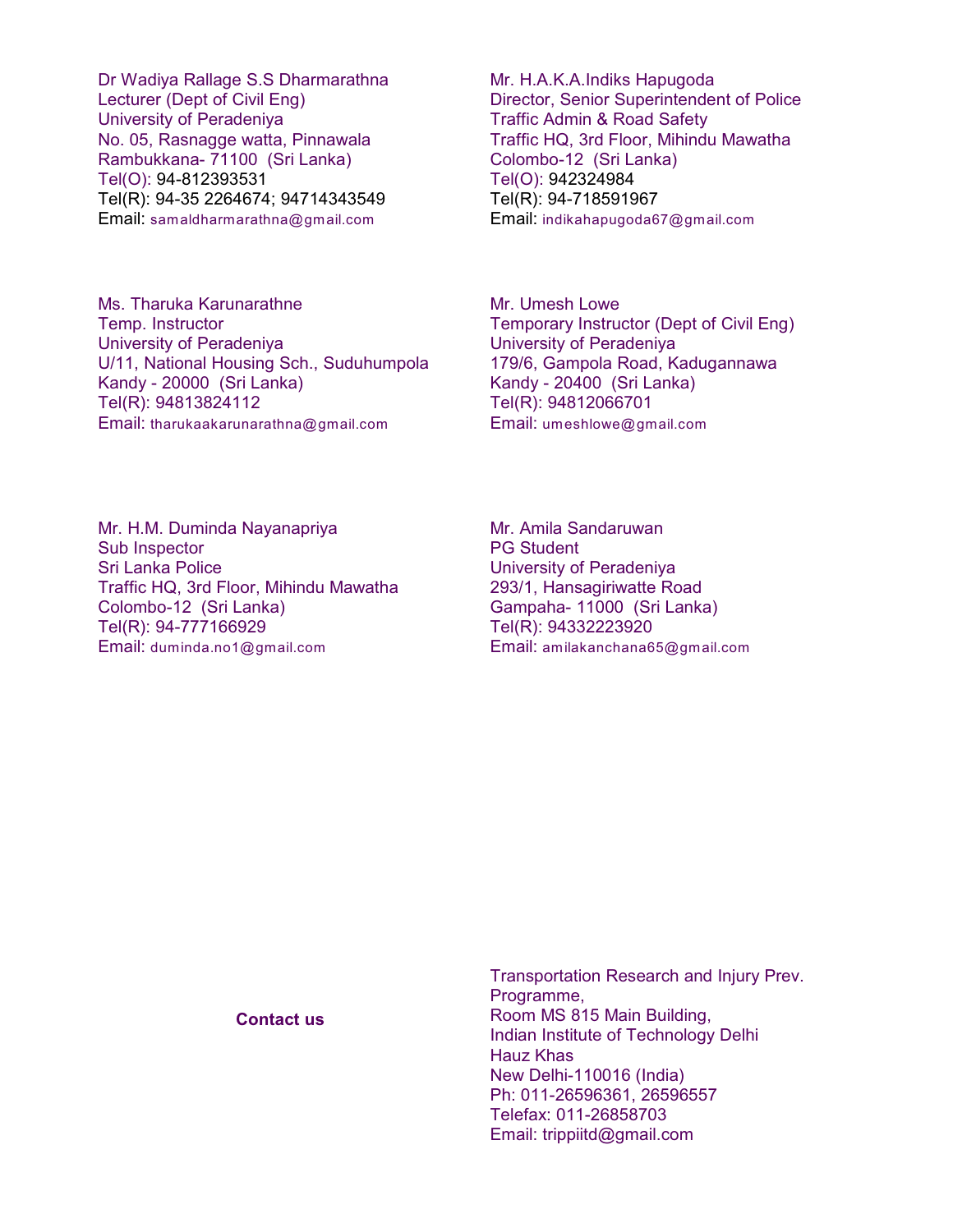Dr Wadiya Rallage S.S Dharmarathna
Lecturer (Dept of Civil Eng)
University of Peradeniya
No. 05, Rasnagge watta, Pinnawala
Rambukkana- 71100 (Sri Lanka)
Tel(O): 94-812393531
Tel(R): 94-35 2264674; 94714343549
Email: samaldharmarathna@gmail.com

Mr. H.A.K.A.Indiks Hapugoda
Director, Senior Superintendent of Police
Traffic Admin & Road Safety
Traffic HQ, 3rd Floor, Mihindu Mawatha
Colombo-12 (Sri Lanka)
Tel(O): 942324984
Tel(R): 94-718591967
Email: indikahapugoda67@gmail.com

Ms. Tharuka Karunarathne
Temp. Instructor
University of Peradeniya
U/11, National Housing Sch., Suduhumpola
Kandy - 20000 (Sri Lanka)
Tel(R): 94813824112
Email: tharukaakarunarathna@gmail.com

Mr. Umesh Lowe
Temporary Instructor (Dept of Civil Eng)
University of Peradeniya
179/6, Gampola Road, Kadugannawa
Kandy - 20400 (Sri Lanka)
Tel(R): 94812066701
Email: umeshlowe@gmail.com

Mr. H.M. Duminda Nayanapriya
Sub Inspector
Sri Lanka Police
Traffic HQ, 3rd Floor, Mihindu Mawatha
Colombo-12 (Sri Lanka)
Tel(R): 94-777166929
Email: duminda.no1@gmail.com

Mr. Amila Sandaruwan
PG Student
University of Peradeniya
293/1, Hansagiriwatte Road
Gampaha- 11000 (Sri Lanka)
Tel(R): 94332223920
Email: amilakanchana65@gmail.com

**Contact us**

Transportation Research and Injury Prev. Programme,
Room MS 815 Main Building,
Indian Institute of Technology Delhi
Hauz Khas
New Delhi-110016 (India)
Ph: 011-26596361, 26596557
Telefax: 011-26858703
Email: trippiitd@gmail.com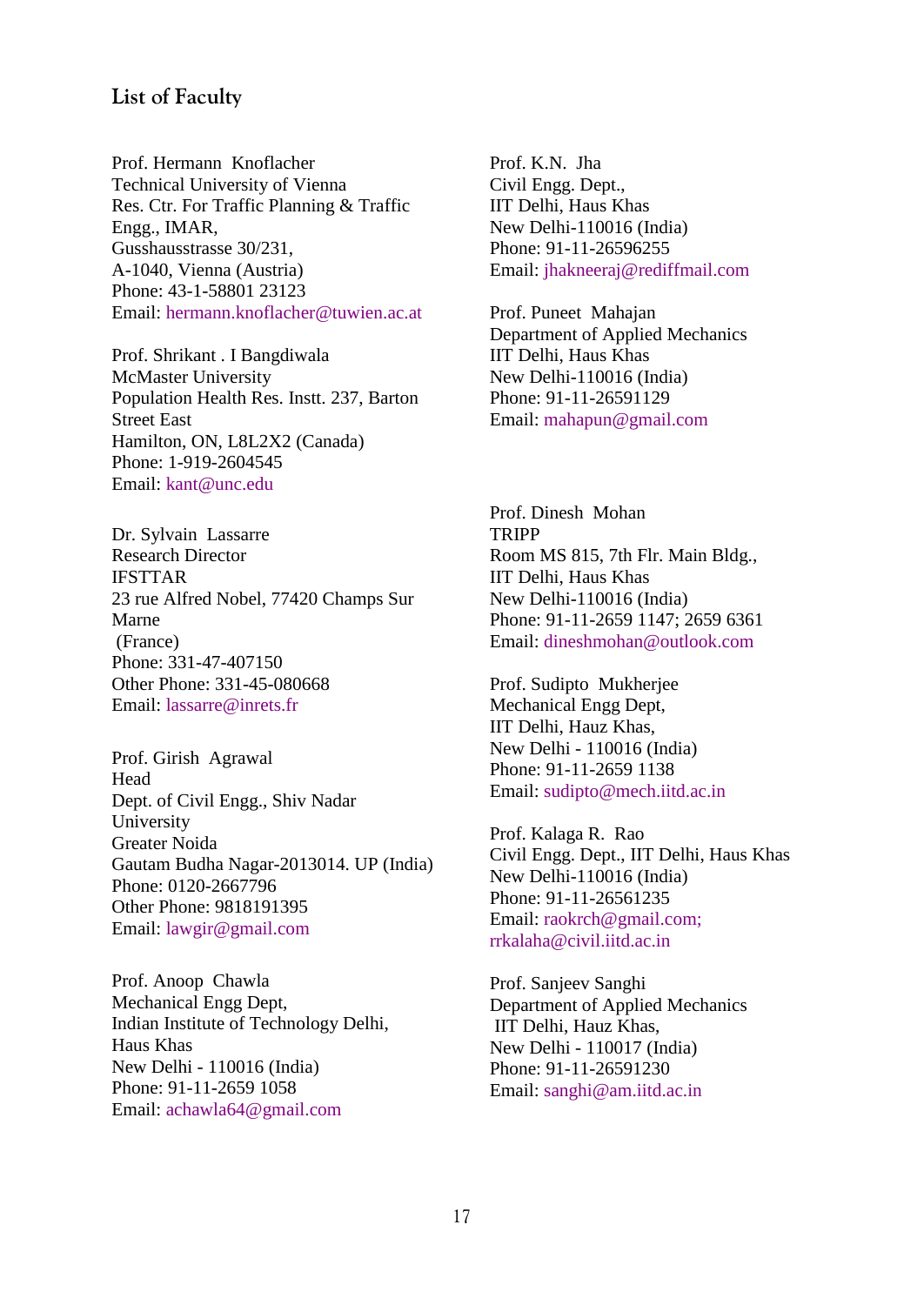## List of Faculty

Prof. Hermann Knoflacher
Technical University of Vienna
Res. Ctr. For Traffic Planning & Traffic Engg., IMAR,
Gusshausstrasse 30/231,
A-1040, Vienna (Austria)
Phone: 43-1-58801 23123
Email: hermann.knoflacher@tuwien.ac.at

Prof. Shrikant . I Bangdiwala
McMaster University
Population Health Res. Instt. 237, Barton Street East
Hamilton, ON, L8L2X2 (Canada)
Phone: 1-919-2604545
Email: kant@unc.edu

Dr. Sylvain Lassarre
Research Director
IFSTTAR
23 rue Alfred Nobel, 77420 Champs Sur Marne
(France)
Phone: 331-47-407150
Other Phone: 331-45-080668
Email: lassarre@inrets.fr

Prof. Girish Agrawal
Head
Dept. of Civil Engg., Shiv Nadar University
Greater Noida
Gautam Budha Nagar-2013014. UP (India)
Phone: 0120-2667796
Other Phone: 9818191395
Email: lawgir@gmail.com

Prof. Anoop Chawla
Mechanical Engg Dept,
Indian Institute of Technology Delhi, Haus Khas
New Delhi - 110016 (India)
Phone: 91-11-2659 1058
Email: achawla64@gmail.com

Prof. K.N. Jha
Civil Engg. Dept.,
IIT Delhi, Haus Khas
New Delhi-110016 (India)
Phone: 91-11-26596255
Email: jhakneeraj@rediffmail.com

Prof. Puneet Mahajan
Department of Applied Mechanics
IIT Delhi, Haus Khas
New Delhi-110016 (India)
Phone: 91-11-26591129
Email: mahapun@gmail.com

Prof. Dinesh Mohan
TRIPP
Room MS 815, 7th Flr. Main Bldg.,
IIT Delhi, Haus Khas
New Delhi-110016 (India)
Phone: 91-11-2659 1147; 2659 6361
Email: dineshmohan@outlook.com

Prof. Sudipto Mukherjee
Mechanical Engg Dept,
IIT Delhi, Hauz Khas,
New Delhi - 110016 (India)
Phone: 91-11-2659 1138
Email: sudipto@mech.iitd.ac.in

Prof. Kalaga R. Rao
Civil Engg. Dept., IIT Delhi, Haus Khas
New Delhi-110016 (India)
Phone: 91-11-26561235
Email: raokrch@gmail.com; rrkalaha@civil.iitd.ac.in

Prof. Sanjeev Sanghi
Department of Applied Mechanics
IIT Delhi, Hauz Khas,
New Delhi - 110017 (India)
Phone: 91-11-26591230
Email: sanghi@am.iitd.ac.in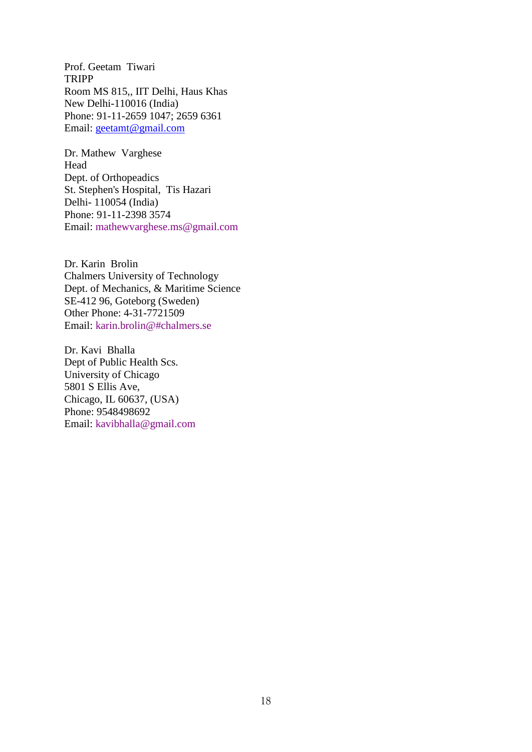Prof. Geetam Tiwari
TRIPP
Room MS 815,, IIT Delhi, Haus Khas
New Delhi-110016 (India)
Phone: 91-11-2659 1047; 2659 6361
Email: geetamt@gmail.com

Dr. Mathew Varghese
Head
Dept. of Orthopeadics
St. Stephen's Hospital, Tis Hazari
Delhi- 110054 (India)
Phone: 91-11-2398 3574
Email: mathewvarghese.ms@gmail.com

Dr. Karin Brolin
Chalmers University of Technology
Dept. of Mechanics, & Maritime Science
SE-412 96, Goteborg (Sweden)
Other Phone: 4-31-7721509
Email: karin.brolin@#chalmers.se

Dr. Kavi Bhalla
Dept of Public Health Scs.
University of Chicago
5801 S Ellis Ave,
Chicago, IL 60637, (USA)
Phone: 9548498692
Email: kavibhalla@gmail.com